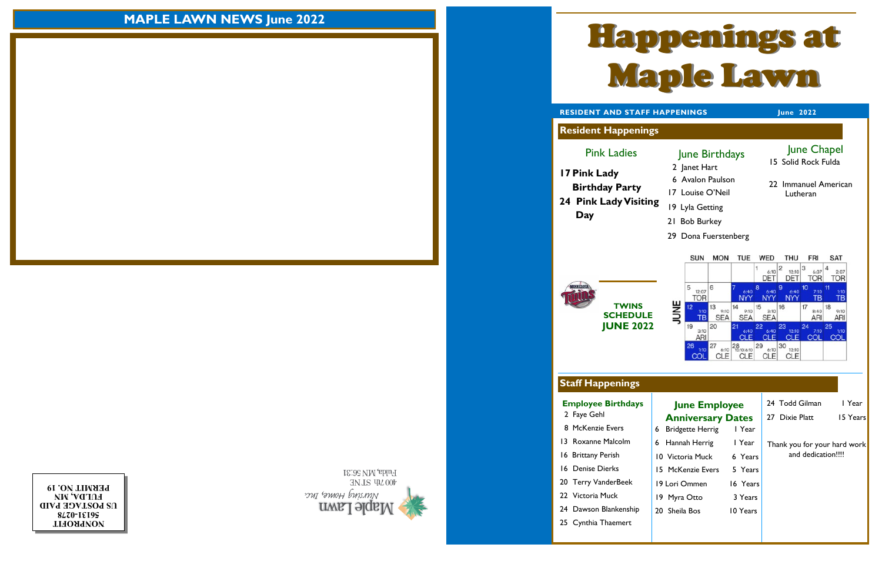# MAPLE LAWN NEWS June 2022

NONPROFIT
56131-0278
US POSTAGE PAID
FULDA, MN
PERMIT NO. 19

Maple Lawn
Nursing Home, Inc.
400 7th ST NE
Fulda, MN 56131

# Happenings at Maple Lawn

**RESIDENT AND STAFF HAPPENINGS** — **June 2022**

## Resident Happenings

### Pink Ladies

**17 Pink Lady Birthday Party**

**24 Pink Lady Visiting Day**

### June Birthdays

2 Janet Hart
6 Avalon Paulson
17 Louise O'Neil
19 Lyla Getting
21 Bob Burkey
29 Dona Fuerstenberg

### June Chapel

15 Solid Rock Fulda

22 Immanuel American Lutheran

### TWINS SCHEDULE JUNE 2022

| SUN | MON | TUE | WED | THU | FRI | SAT |
|---|---|---|---|---|---|---|
| | | | 1 6:10 DET | 2 12:10 DET | 3 6:07 TOR | 4 2:07 TOR |
| 5 12:07 TOR | 6 | 7 6:40 NYY | 8 6:40 NYY | 9 6:40 NYY | 10 7:10 TB | 11 1:10 TB |
| 12 1:10 TB | 13 9:10 SEA | 14 9:10 SEA | 15 3:10 SEA | 16 | 17 8:40 ARI | 18 9:10 ARI |
| 19 3:10 ARI | 20 | 21 6:40 CLE | 22 6:40 CLE | 23 12:10 CLE | 24 7:10 COL | 25 1:10 COL |
| 26 1:10 COL | 27 6:10 CLE | 28 12:10/6:10 CLE | 29 6:10 CLE | 30 12:10 CLE | | |

## Staff Happenings

### Employee Birthdays

2 Faye Gehl
8 McKenzie Evers
13 Roxanne Malcolm
16 Brittany Perish
16 Denise Dierks
20 Terry VanderBeek
22 Victoria Muck
24 Dawson Blankenship
25 Cynthia Thaemert

### June Employee Anniversary Dates

| | | |
|---|---|---|
| 6 | Bridgette Herrig | 1 Year |
| 6 | Hannah Herrig | 1 Year |
| 10 | Victoria Muck | 6 Years |
| 15 | McKenzie Evers | 5 Years |
| 19 | Lori Ommen | 16 Years |
| 19 | Myra Otto | 3 Years |
| 20 | Sheila Bos | 10 Years |
| 24 | Todd Gilman | 1 Year |
| 27 | Dixie Platt | 15 Years |

Thank you for your hard work and dedication!!!!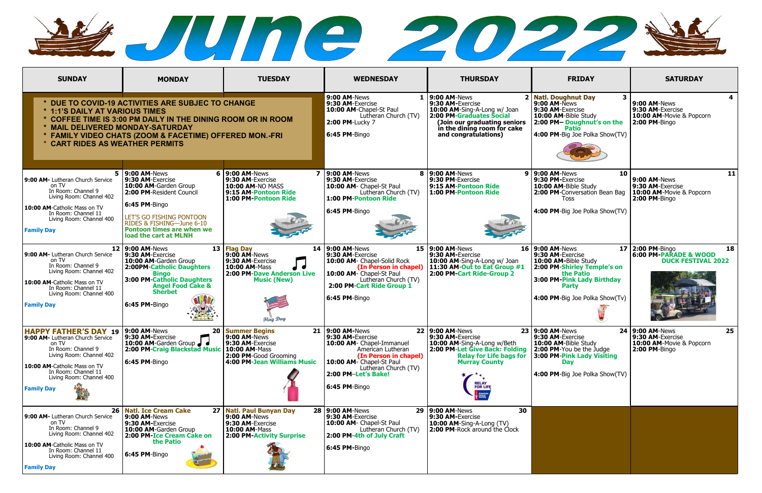# June 2022

| SUNDAY | MONDAY | TUESDAY | WEDNESDAY | THURSDAY | FRIDAY | SATURDAY |
|---|---|---|---|---|---|---|
| * DUE TO COVID-19 ACTIVITIES ARE SUBJEC TO CHANGE<br>* 1:1'S DAILY AT VARIOUS TIMES<br>* COFFEE TIME IS 3:00 PM DAILY IN THE DINING ROOM OR IN ROOM<br>* MAIL DELIVERED MONDAY-SATURDAY<br>* FAMILY VIDEO CHATS (ZOOM & FACETIME) OFFERED MON.-FRI<br>* CART RIDES AS WEATHER PERMITS | | | **1**<br>**9:00 AM**-News<br>**9:30 AM**-Exercise<br>**10:00 AM**-Chapel-St Paul Lutheran Church (TV)<br>**2:00 PM**-Lucky 7<br>**6:45 PM**-Bingo | **2**<br>**9:00 AM**-News<br>**9:30 AM**-Exercise<br>**10:00 AM**-Sing-A-Long w/ Joan<br>**2:00 PM-Graduates Social**<br>**(Join our graduating seniors in the dining room for cake and congratulations)** | **3**<br>**Natl. Doughnut Day**<br>**9:00 AM**-News<br>**9:30 AM**-Exercise<br>**10:00 AM**-Bible Study<br>**2:00 PM– Doughnut's on the Patio**<br>**4:00 PM**-Big Joe Polka Show(TV) | **4**<br>**9:00 AM**-News<br>**9:30 AM**-Exercise<br>**10:00 AM**-Movie & Popcorn<br>**2:00 PM**-Bingo |
| **5**<br>**9:00 AM**- Lutheran Church Service on TV<br>In Room: Channel 9<br>Living Room: Channel 402<br>**10:00 AM**-Catholic Mass on TV<br>In Room: Channel 11<br>Living Room: Channel 400<br>**Family Day** | **6**<br>**9:00 AM**-News<br>**9:30 AM**-Exercise<br>**10:00 AM**-Garden Group<br>**2:00 PM**-Resident Council<br>**6:45 PM**-Bingo<br>LET'S GO FISHING PONTOON RIDES & FISHING—June 6-10<br>**Pontoon times are when we load the cart at MLNH** | **7**<br>**9:00 AM**-News<br>**9:30 AM**-Exercise<br>**10:00 AM**-NO MASS<br>**9:15 AM-Pontoon Ride**<br>**1:00 PM-Pontoon Ride** | **8**<br>**9:00 AM**-News<br>**9:30 AM**-Exercise<br>**10:00 AM**- Chapel-St Paul Lutheran Church (TV)<br>**1:00 PM-Pontoon Ride**<br>**6:45 PM**-Bingo | **9**<br>**9:00 AM**-News<br>**9:30 PM**-Exercise<br>**9:15 AM-Pontoon Ride**<br>**1:00 PM-Pontoon Ride** | **10**<br>**9:00 AM**-News<br>**9:30 PM**-Exercise<br>**10:00 AM**-Bible Study<br>**2:00 PM**-Conversation Bean Bag Toss<br>**4:00 PM**-Big Joe Polka Show(TV) | **11**<br>**9:00 AM**-News<br>**9:30 AM**-Exercise<br>**10:00 AM**-Movie & Popcorn<br>**2:00 PM**-Bingo |
| **12**<br>**9:00 AM**- Lutheran Church Service on TV<br>In Room: Channel 9<br>Living Room: Channel 402<br>**10:00 AM**-Catholic Mass on TV<br>In Room: Channel 11<br>Living Room: Channel 400<br>**Family Day** | **13**<br>**9:00 AM**-News<br>**9:30 AM**-Exercise<br>**10:00 AM**-Garden Group<br>**2:00PM-Catholic Daughters Bingo**<br>**3:00 PM-Catholic Daughters Angel Food Cake & Sherbet**<br>**6:45 PM**-Bingo | **14**<br>**Flag Day**<br>**9:00 AM**-News<br>**9:30 AM**-Exercise<br>**10:00 AM**-Mass<br>**2:00 PM-Dave Anderson Live Music (New)**<br>*Flag Day* | **15**<br>**9:00 AM**-News<br>**9:30 AM**-Exercise<br>**10:00 AM**- Chapel-Solid Rock **(In Person in chapel)**<br>**10:00 AM**- Chapel-St Paul Lutheran Church (TV)<br>**2:00 PM-Cart Ride Group 1**<br>**6:45 PM**-Bingo | **16**<br>**9:00 AM**-News<br>**9:30 AM**-Exercise<br>**10:00 AM**-Sing-A-Long w/ Joan<br>**11:30 AM-Out to Eat Group #1**<br>**2:00 PM-Cart Ride-Group 2** | **17**<br>**9:00 AM**-News<br>**9:30 AM**-Exercise<br>**10:00 AM**-Bible Study<br>**2:00 PM-Shirley Temple's on the Patio**<br>**3:00 PM-Pink Lady Birthday Party**<br>**4:00 PM**-Big Joe Polka Show(Tv) | **18**<br>**2:00 PM**-Bingo<br>**6:00 PM-PARADE & WOOD DUCK FESTIVAL 2022** |
| **19**<br>**HAPPY FATHER'S DAY**<br>**9:00 AM**- Lutheran Church Service on TV<br>In Room: Channel 9<br>Living Room: Channel 402<br>**10:00 AM**-Catholic Mass on TV<br>In Room: Channel 11<br>Living Room: Channel 400<br>**Family Day** | **20**<br>**9:00 AM**-News<br>**9:30 AM**-Exercise<br>**10:00 AM**-Garden Group<br>**2:00 PM-Craig Blackstad Music**<br>**6:45 PM**-Bingo | **21**<br>**Summer Begins**<br>**9:00 AM**-News<br>**9:30 AM**-Exercise<br>**10:00 AM**-Mass<br>**2:00 PM**-Good Grooming<br>**4:00 PM-Jean Williams Music** | **22**<br>**9:00 AM**-News<br>**9:30 AM**-Exercise<br>**10:00 AM**- Chapel-Immanuel American Lutheran **(In Person in chapel)**<br>**10:00 AM**- Chapel-St Paul Lutheran Church (TV)<br>**2:00 PM–Let's Bake!**<br>**6:45 PM**-Bingo | **23**<br>**9:00 AM**-News<br>**9:30 AM**-Exercise<br>**10:00 AM**-Sing-A-Long w/Beth<br>**2:00 PM-Let Give Back: Folding Relay for Life bags for Murray County** | **24**<br>**9:00 AM**-News<br>**9:30 AM**-Exercise<br>**10:00 AM**-Bible Study<br>**2:00 PM**-You be the Judge<br>**3:00 PM-Pink Lady Visiting Day**<br>**4:00 PM**-Big Joe Polka Show(TV) | **25**<br>**9:00 AM**-News<br>**9:30 AM**-Exercise<br>**10:00 AM**-Movie & Popcorn<br>**2:00 PM**-Bingo |
| **26**<br>**9:00 AM**- Lutheran Church Service on TV<br>In Room: Channel 9<br>Living Room: Channel 402<br>**10:00 AM**-Catholic Mass on TV<br>In Room: Channel 11<br>Living Room: Channel 400<br>**Family Day** | **27**<br>**Natl. Ice Cream Cake**<br>**9:00 AM**-News<br>**9:30 AM**-Exercise<br>**10:00 AM**-Garden Group<br>**2:00 PM-Ice Cream Cake on the Patio**<br>**6:45 PM**-Bingo | **28**<br>**Natl. Paul Bunyan Day**<br>**9:00 AM**-News<br>**9:30 AM**-Exercise<br>**10:00 AM**-Mass<br>**2:00 PM-Activity Surprise** | **29**<br>**9:00 AM**-News<br>**9:30 AM**-Exercise<br>**10:00 AM**- Chapel-St Paul Lutheran Church (TV)<br>**2:00 PM-4th of July Craft**<br>**6:45 PM**-Bingo | **30**<br>**9:00 AM**-News<br>**9:30 AM**-Exercise<br>**10:00 AM**-Sing-A-Long (TV)<br>**2:00 PM**-Rock around the Clock | | |